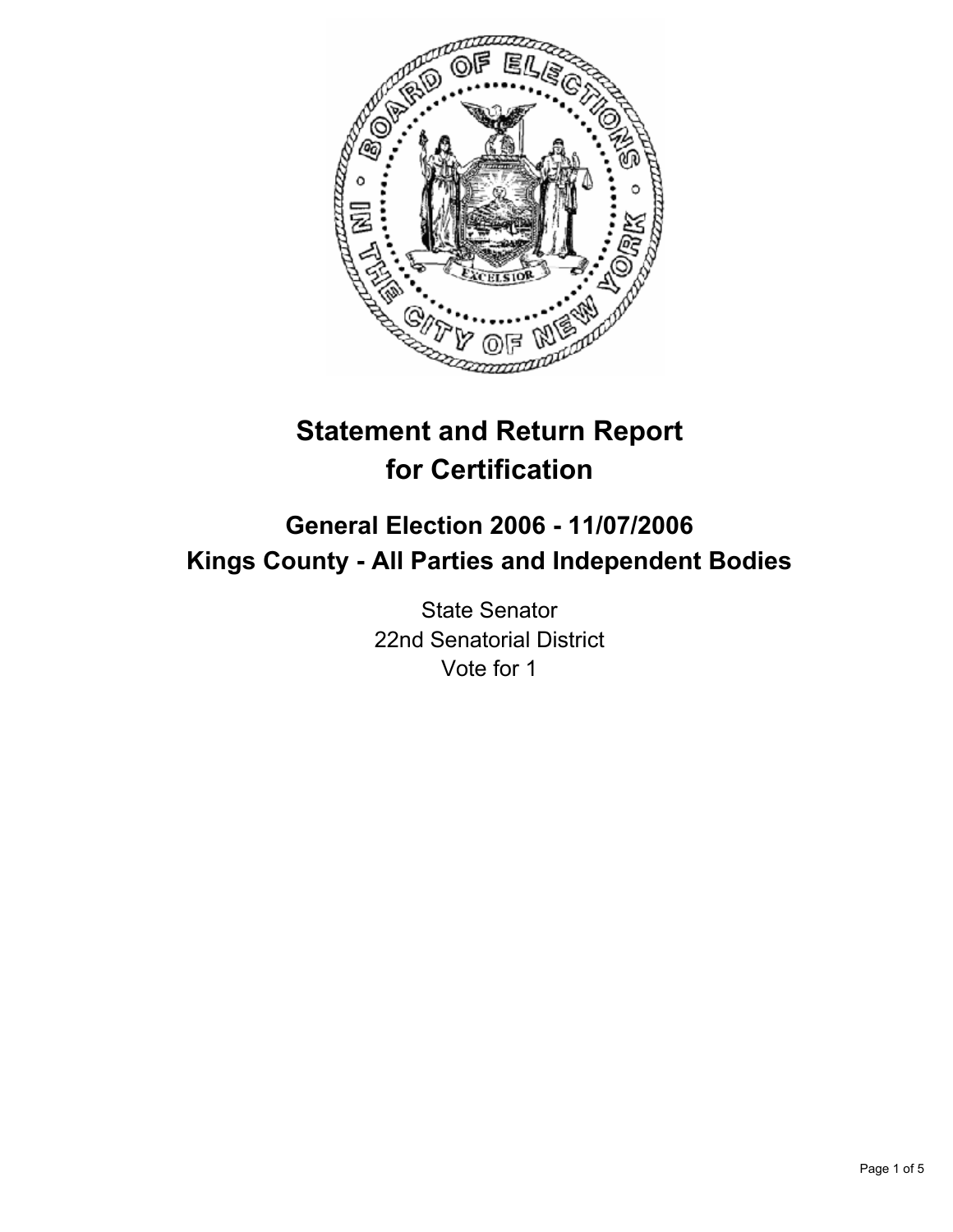# Statement and Return Report for Certification

## General Election 2006 - 11/07/2006
## Kings County - All Parties and Independent Bodies

State Senator
22nd Senatorial District
Vote for 1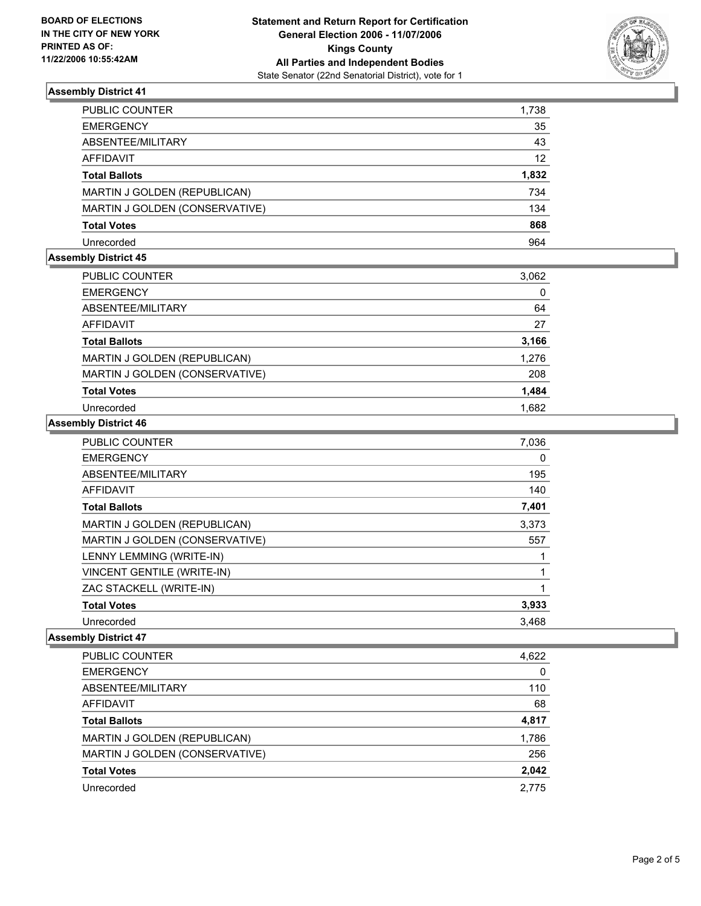**BOARD OF ELECTIONS IN THE CITY OF NEW YORK PRINTED AS OF: 11/22/2006 10:55:42AM**

**Statement and Return Report for Certification**
**General Election 2006 - 11/07/2006**
**Kings County**
**All Parties and Independent Bodies**
State Senator (22nd Senatorial District), vote for 1

### Assembly District 41

| | |
|---|---|
| PUBLIC COUNTER | 1,738 |
| EMERGENCY | 35 |
| ABSENTEE/MILITARY | 43 |
| AFFIDAVIT | 12 |
| **Total Ballots** | **1,832** |
| MARTIN J GOLDEN (REPUBLICAN) | 734 |
| MARTIN J GOLDEN (CONSERVATIVE) | 134 |
| **Total Votes** | **868** |
| Unrecorded | 964 |

### Assembly District 45

| | |
|---|---|
| PUBLIC COUNTER | 3,062 |
| EMERGENCY | 0 |
| ABSENTEE/MILITARY | 64 |
| AFFIDAVIT | 27 |
| **Total Ballots** | **3,166** |
| MARTIN J GOLDEN (REPUBLICAN) | 1,276 |
| MARTIN J GOLDEN (CONSERVATIVE) | 208 |
| **Total Votes** | **1,484** |
| Unrecorded | 1,682 |

### Assembly District 46

| | |
|---|---|
| PUBLIC COUNTER | 7,036 |
| EMERGENCY | 0 |
| ABSENTEE/MILITARY | 195 |
| AFFIDAVIT | 140 |
| **Total Ballots** | **7,401** |
| MARTIN J GOLDEN (REPUBLICAN) | 3,373 |
| MARTIN J GOLDEN (CONSERVATIVE) | 557 |
| LENNY LEMMING (WRITE-IN) | 1 |
| VINCENT GENTILE (WRITE-IN) | 1 |
| ZAC STACKELL (WRITE-IN) | 1 |
| **Total Votes** | **3,933** |
| Unrecorded | 3,468 |

### Assembly District 47

| | |
|---|---|
| PUBLIC COUNTER | 4,622 |
| EMERGENCY | 0 |
| ABSENTEE/MILITARY | 110 |
| AFFIDAVIT | 68 |
| **Total Ballots** | **4,817** |
| MARTIN J GOLDEN (REPUBLICAN) | 1,786 |
| MARTIN J GOLDEN (CONSERVATIVE) | 256 |
| **Total Votes** | **2,042** |
| Unrecorded | 2,775 |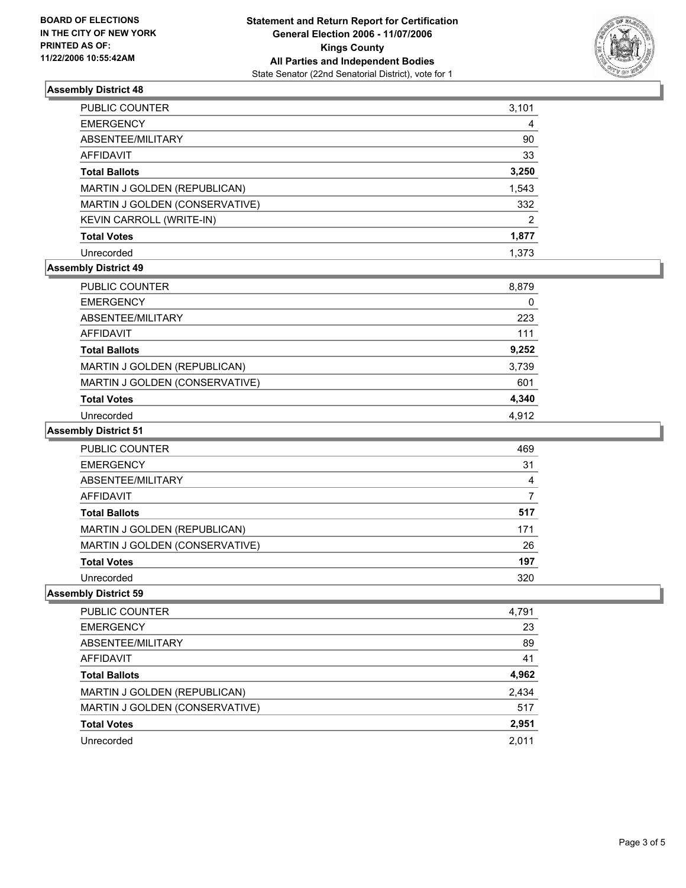**BOARD OF ELECTIONS IN THE CITY OF NEW YORK PRINTED AS OF: 11/22/2006 10:55:42AM**

**Statement and Return Report for Certification**
**General Election 2006 - 11/07/2006**
**Kings County**
**All Parties and Independent Bodies**
State Senator (22nd Senatorial District), vote for 1

### Assembly District 48

| | |
|---|---|
| PUBLIC COUNTER | 3,101 |
| EMERGENCY | 4 |
| ABSENTEE/MILITARY | 90 |
| AFFIDAVIT | 33 |
| **Total Ballots** | **3,250** |
| MARTIN J GOLDEN (REPUBLICAN) | 1,543 |
| MARTIN J GOLDEN (CONSERVATIVE) | 332 |
| KEVIN CARROLL (WRITE-IN) | 2 |
| **Total Votes** | **1,877** |
| Unrecorded | 1,373 |

### Assembly District 49

| | |
|---|---|
| PUBLIC COUNTER | 8,879 |
| EMERGENCY | 0 |
| ABSENTEE/MILITARY | 223 |
| AFFIDAVIT | 111 |
| **Total Ballots** | **9,252** |
| MARTIN J GOLDEN (REPUBLICAN) | 3,739 |
| MARTIN J GOLDEN (CONSERVATIVE) | 601 |
| **Total Votes** | **4,340** |
| Unrecorded | 4,912 |

### Assembly District 51

| | |
|---|---|
| PUBLIC COUNTER | 469 |
| EMERGENCY | 31 |
| ABSENTEE/MILITARY | 4 |
| AFFIDAVIT | 7 |
| **Total Ballots** | **517** |
| MARTIN J GOLDEN (REPUBLICAN) | 171 |
| MARTIN J GOLDEN (CONSERVATIVE) | 26 |
| **Total Votes** | **197** |
| Unrecorded | 320 |

### Assembly District 59

| | |
|---|---|
| PUBLIC COUNTER | 4,791 |
| EMERGENCY | 23 |
| ABSENTEE/MILITARY | 89 |
| AFFIDAVIT | 41 |
| **Total Ballots** | **4,962** |
| MARTIN J GOLDEN (REPUBLICAN) | 2,434 |
| MARTIN J GOLDEN (CONSERVATIVE) | 517 |
| **Total Votes** | **2,951** |
| Unrecorded | 2,011 |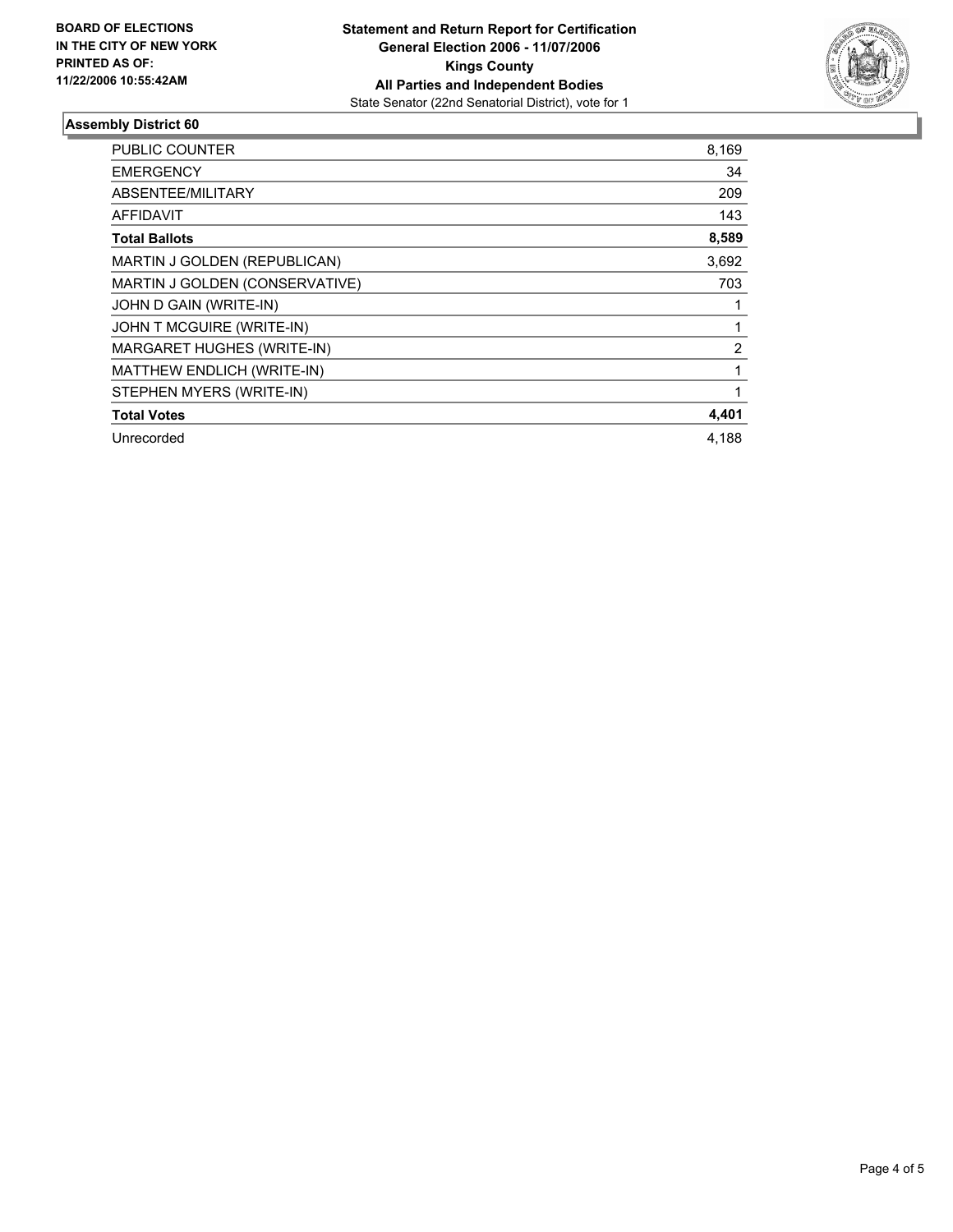**BOARD OF ELECTIONS IN THE CITY OF NEW YORK PRINTED AS OF: 11/22/2006 10:55:42AM**

**Statement and Return Report for Certification**
**General Election 2006 - 11/07/2006**
**Kings County**
**All Parties and Independent Bodies**
State Senator (22nd Senatorial District), vote for 1

## Assembly District 60

| | |
|---|---|
| PUBLIC COUNTER | 8,169 |
| EMERGENCY | 34 |
| ABSENTEE/MILITARY | 209 |
| AFFIDAVIT | 143 |
| **Total Ballots** | **8,589** |
| MARTIN J GOLDEN (REPUBLICAN) | 3,692 |
| MARTIN J GOLDEN (CONSERVATIVE) | 703 |
| JOHN D GAIN (WRITE-IN) | 1 |
| JOHN T MCGUIRE (WRITE-IN) | 1 |
| MARGARET HUGHES (WRITE-IN) | 2 |
| MATTHEW ENDLICH (WRITE-IN) | 1 |
| STEPHEN MYERS (WRITE-IN) | 1 |
| **Total Votes** | **4,401** |
| Unrecorded | 4,188 |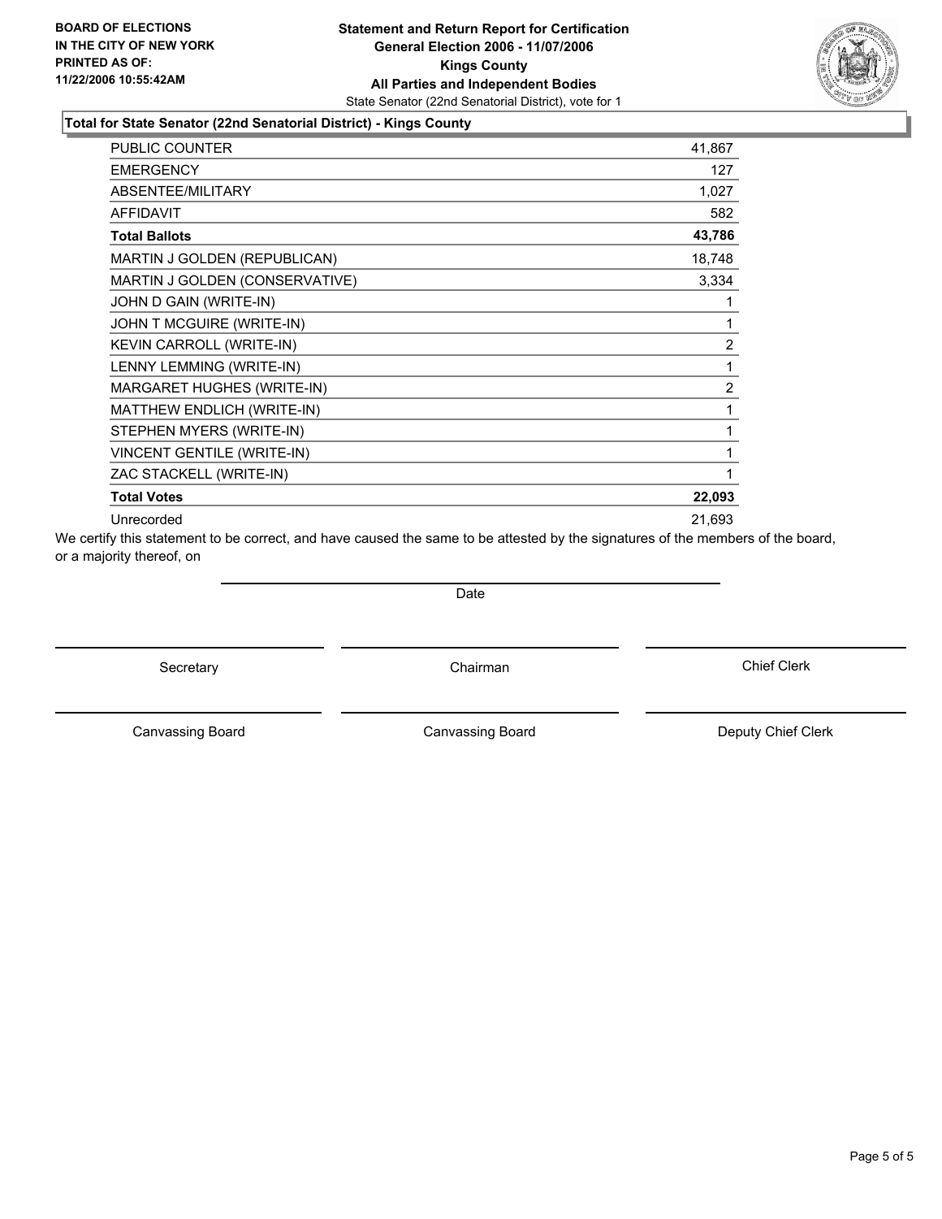**BOARD OF ELECTIONS IN THE CITY OF NEW YORK PRINTED AS OF: 11/22/2006 10:55:42AM**

**Statement and Return Report for Certification**
**General Election 2006 - 11/07/2006**
**Kings County**
**All Parties and Independent Bodies**
State Senator (22nd Senatorial District), vote for 1

### Total for State Senator (22nd Senatorial District) - Kings County

| | |
|---|---|
| PUBLIC COUNTER | 41,867 |
| EMERGENCY | 127 |
| ABSENTEE/MILITARY | 1,027 |
| AFFIDAVIT | 582 |
| **Total Ballots** | **43,786** |
| MARTIN J GOLDEN (REPUBLICAN) | 18,748 |
| MARTIN J GOLDEN (CONSERVATIVE) | 3,334 |
| JOHN D GAIN (WRITE-IN) | 1 |
| JOHN T MCGUIRE (WRITE-IN) | 1 |
| KEVIN CARROLL (WRITE-IN) | 2 |
| LENNY LEMMING (WRITE-IN) | 1 |
| MARGARET HUGHES (WRITE-IN) | 2 |
| MATTHEW ENDLICH (WRITE-IN) | 1 |
| STEPHEN MYERS (WRITE-IN) | 1 |
| VINCENT GENTILE (WRITE-IN) | 1 |
| ZAC STACKELL (WRITE-IN) | 1 |
| **Total Votes** | **22,093** |
| Unrecorded | 21,693 |

We certify this statement to be correct, and have caused the same to be attested by the signatures of the members of the board, or a majority thereof, on

Date

| | | |
|---|---|---|
| Secretary | Chairman | Chief Clerk |
| Canvassing Board | Canvassing Board | Deputy Chief Clerk |